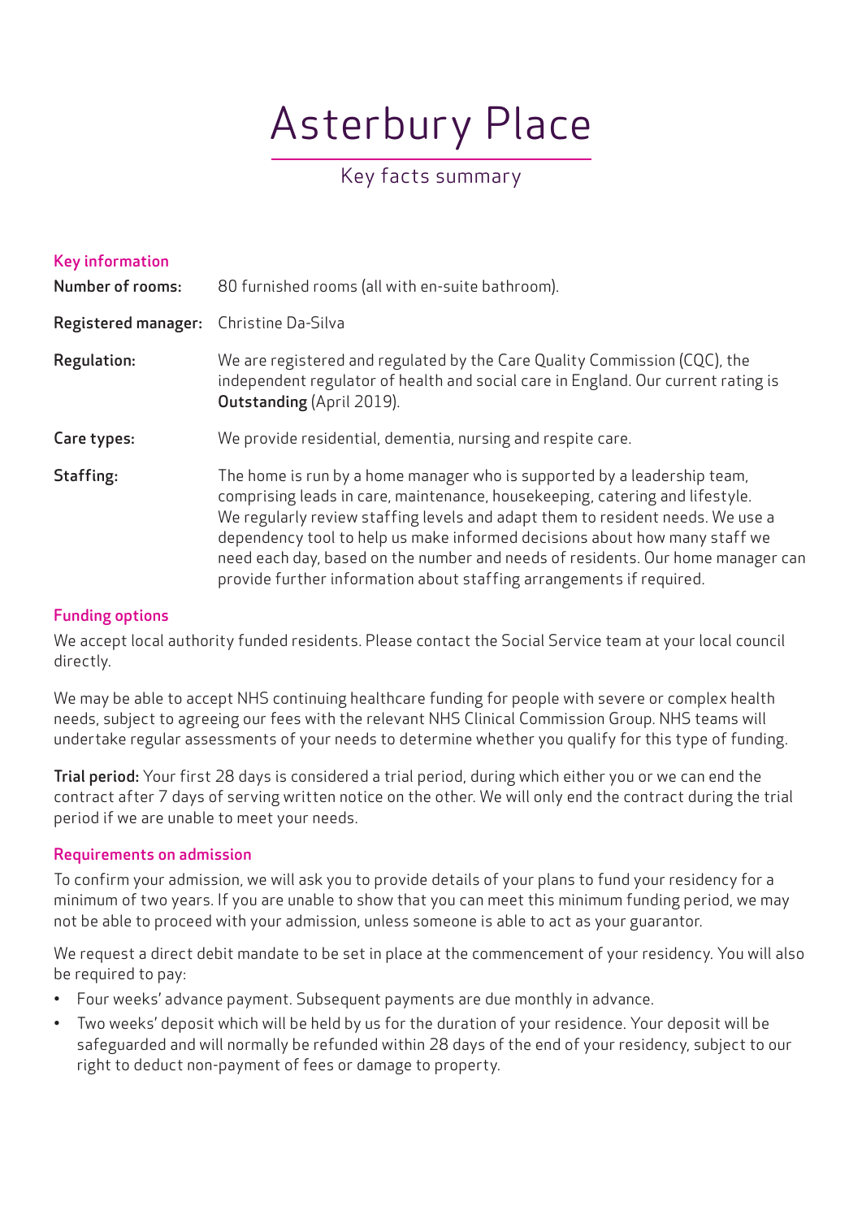# Asterbury Place

Key facts summary

## Key information

| | |
|---|---|
| **Number of rooms:** | 80 furnished rooms (all with en-suite bathroom). |
| **Registered manager:** | Christine Da-Silva |
| **Regulation:** | We are registered and regulated by the Care Quality Commission (CQC), the independent regulator of health and social care in England. Our current rating is **Outstanding** (April 2019). |
| **Care types:** | We provide residential, dementia, nursing and respite care. |
| **Staffing:** | The home is run by a home manager who is supported by a leadership team, comprising leads in care, maintenance, housekeeping, catering and lifestyle. We regularly review staffing levels and adapt them to resident needs. We use a dependency tool to help us make informed decisions about how many staff we need each day, based on the number and needs of residents. Our home manager can provide further information about staffing arrangements if required. |

## Funding options

We accept local authority funded residents. Please contact the Social Service team at your local council directly.

We may be able to accept NHS continuing healthcare funding for people with severe or complex health needs, subject to agreeing our fees with the relevant NHS Clinical Commission Group. NHS teams will undertake regular assessments of your needs to determine whether you qualify for this type of funding.

**Trial period:** Your first 28 days is considered a trial period, during which either you or we can end the contract after 7 days of serving written notice on the other. We will only end the contract during the trial period if we are unable to meet your needs.

## Requirements on admission

To confirm your admission, we will ask you to provide details of your plans to fund your residency for a minimum of two years. If you are unable to show that you can meet this minimum funding period, we may not be able to proceed with your admission, unless someone is able to act as your guarantor.

We request a direct debit mandate to be set in place at the commencement of your residency. You will also be required to pay:

- Four weeks' advance payment. Subsequent payments are due monthly in advance.
- Two weeks' deposit which will be held by us for the duration of your residence. Your deposit will be safeguarded and will normally be refunded within 28 days of the end of your residency, subject to our right to deduct non-payment of fees or damage to property.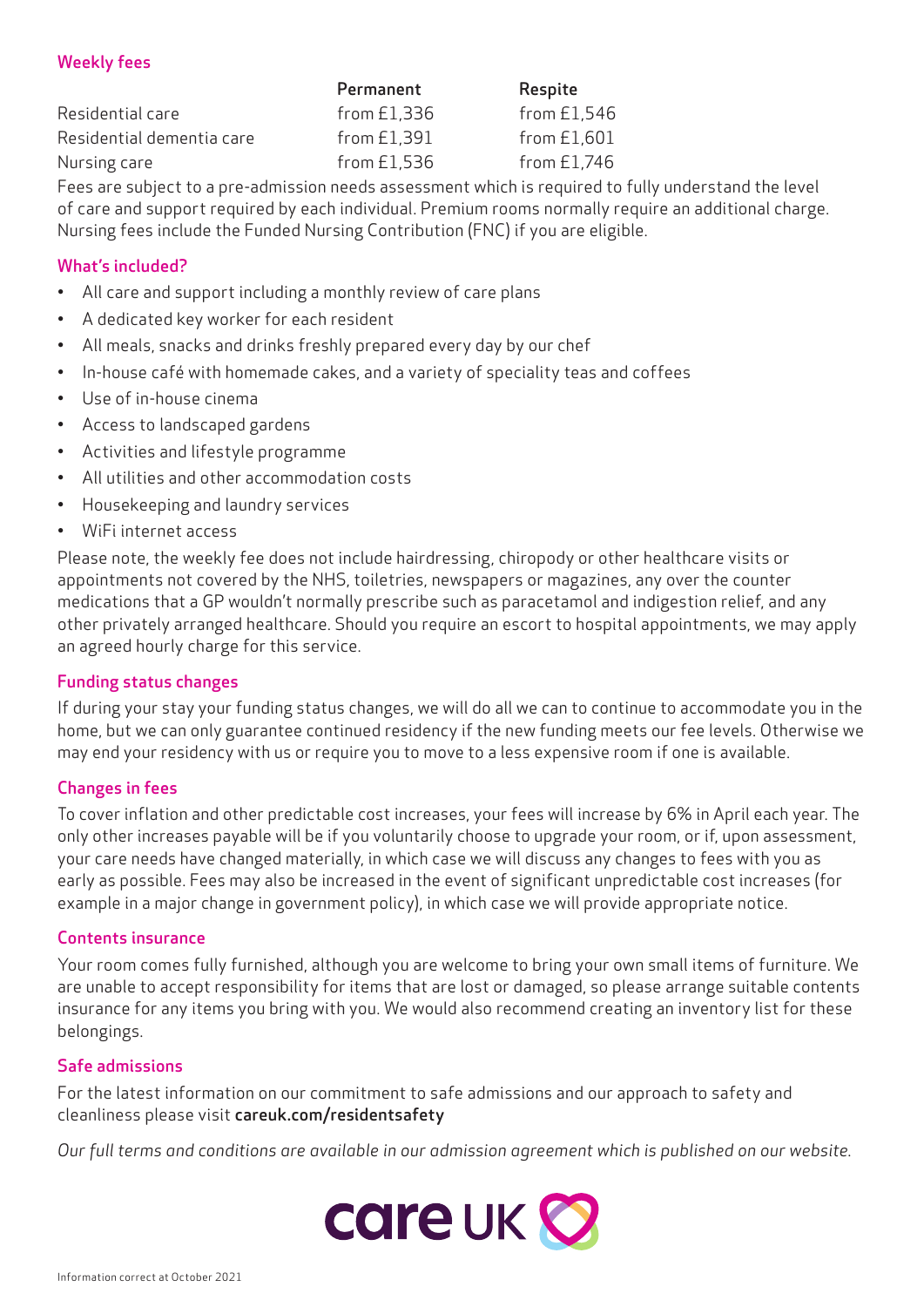## Weekly fees

| | Permanent | Respite |
|---|---|---|
| Residential care | from £1,336 | from £1,546 |
| Residential dementia care | from £1,391 | from £1,601 |
| Nursing care | from £1,536 | from £1,746 |

Fees are subject to a pre-admission needs assessment which is required to fully understand the level of care and support required by each individual. Premium rooms normally require an additional charge. Nursing fees include the Funded Nursing Contribution (FNC) if you are eligible.

## What's included?

- All care and support including a monthly review of care plans
- A dedicated key worker for each resident
- All meals, snacks and drinks freshly prepared every day by our chef
- In-house café with homemade cakes, and a variety of speciality teas and coffees
- Use of in-house cinema
- Access to landscaped gardens
- Activities and lifestyle programme
- All utilities and other accommodation costs
- Housekeeping and laundry services
- WiFi internet access

Please note, the weekly fee does not include hairdressing, chiropody or other healthcare visits or appointments not covered by the NHS, toiletries, newspapers or magazines, any over the counter medications that a GP wouldn't normally prescribe such as paracetamol and indigestion relief, and any other privately arranged healthcare. Should you require an escort to hospital appointments, we may apply an agreed hourly charge for this service.

## Funding status changes

If during your stay your funding status changes, we will do all we can to continue to accommodate you in the home, but we can only guarantee continued residency if the new funding meets our fee levels. Otherwise we may end your residency with us or require you to move to a less expensive room if one is available.

## Changes in fees

To cover inflation and other predictable cost increases, your fees will increase by 6% in April each year. The only other increases payable will be if you voluntarily choose to upgrade your room, or if, upon assessment, your care needs have changed materially, in which case we will discuss any changes to fees with you as early as possible. Fees may also be increased in the event of significant unpredictable cost increases (for example in a major change in government policy), in which case we will provide appropriate notice.

## Contents insurance

Your room comes fully furnished, although you are welcome to bring your own small items of furniture. We are unable to accept responsibility for items that are lost or damaged, so please arrange suitable contents insurance for any items you bring with you. We would also recommend creating an inventory list for these belongings.

## Safe admissions

For the latest information on our commitment to safe admissions and our approach to safety and cleanliness please visit **careuk.com/residentsafety**

*Our full terms and conditions are available in our admission agreement which is published on our website.*

care UK

Information correct at October 2021